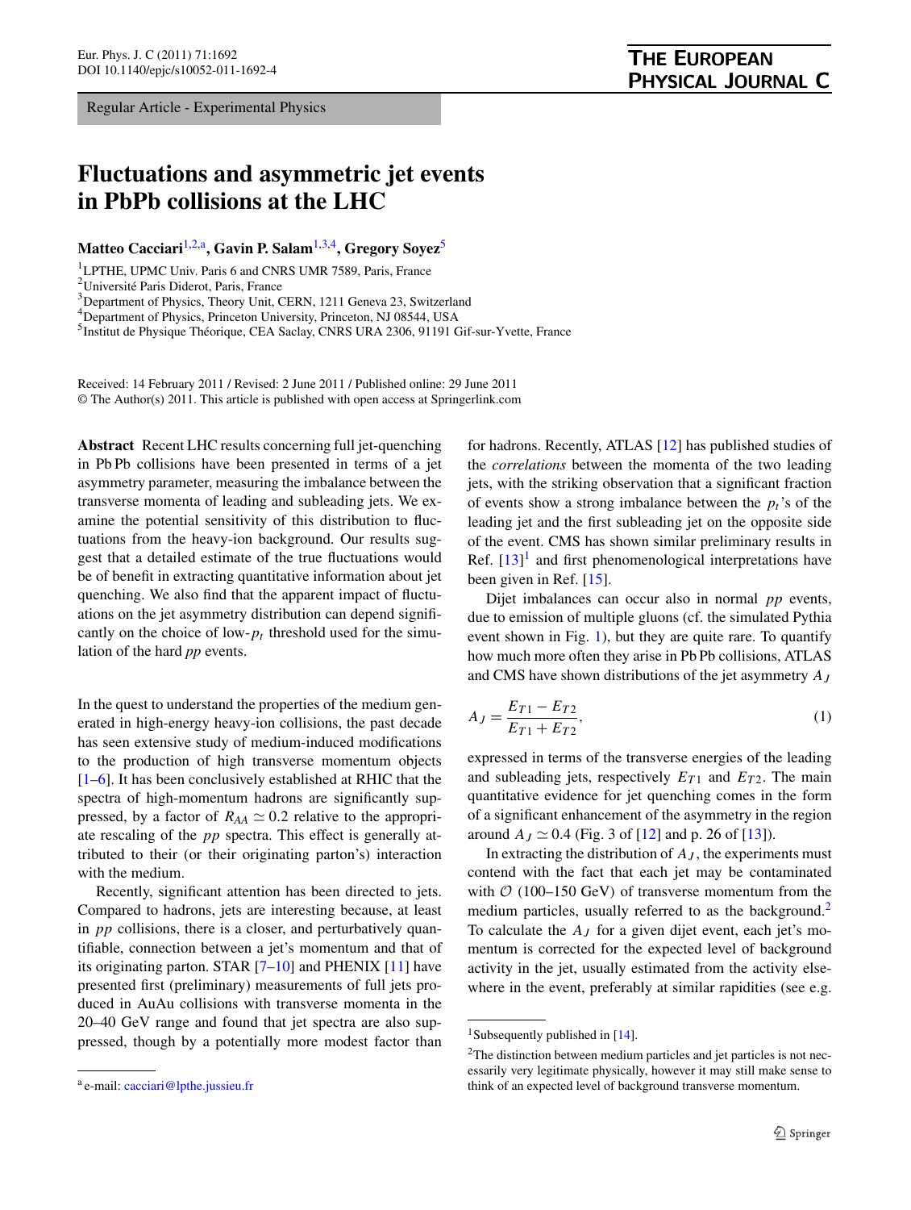Regular Article - Experimental Physics

# Fluctuations and asymmetric jet events in PbPb collisions at the LHC

**Matteo Cacciari**[1,2,a], **Gavin P. Salam**[1,3,4], **Gregory Soyez**[5]

[1]LPTHE, UPMC Univ. Paris 6 and CNRS UMR 7589, Paris, France
[2]Université Paris Diderot, Paris, France
[3]Department of Physics, Theory Unit, CERN, 1211 Geneva 23, Switzerland
[4]Department of Physics, Princeton University, Princeton, NJ 08544, USA
[5]Institut de Physique Théorique, CEA Saclay, CNRS URA 2306, 91191 Gif-sur-Yvette, France

Received: 14 February 2011 / Revised: 2 June 2011 / Published online: 29 June 2011
© The Author(s) 2011. This article is published with open access at Springerlink.com

**Abstract** Recent LHC results concerning full jet-quenching in Pb Pb collisions have been presented in terms of a jet asymmetry parameter, measuring the imbalance between the transverse momenta of leading and subleading jets. We examine the potential sensitivity of this distribution to fluctuations from the heavy-ion background. Our results suggest that a detailed estimate of the true fluctuations would be of benefit in extracting quantitative information about jet quenching. We also find that the apparent impact of fluctuations on the jet asymmetry distribution can depend significantly on the choice of low-$p_t$ threshold used for the simulation of the hard *pp* events.

In the quest to understand the properties of the medium generated in high-energy heavy-ion collisions, the past decade has seen extensive study of medium-induced modifications to the production of high transverse momentum objects [1–6]. It has been conclusively established at RHIC that the spectra of high-momentum hadrons are significantly suppressed, by a factor of $R_{AA} \simeq 0.2$ relative to the appropriate rescaling of the *pp* spectra. This effect is generally attributed to their (or their originating parton's) interaction with the medium.

Recently, significant attention has been directed to jets. Compared to hadrons, jets are interesting because, at least in *pp* collisions, there is a closer, and perturbatively quantifiable, connection between a jet's momentum and that of its originating parton. STAR [7–10] and PHENIX [11] have presented first (preliminary) measurements of full jets produced in AuAu collisions with transverse momenta in the 20–40 GeV range and found that jet spectra are also suppressed, though by a potentially more modest factor than for hadrons. Recently, ATLAS [12] has published studies of the *correlations* between the momenta of the two leading jets, with the striking observation that a significant fraction of events show a strong imbalance between the $p_t$'s of the leading jet and the first subleading jet on the opposite side of the event. CMS has shown similar preliminary results in Ref. [13][1] and first phenomenological interpretations have been given in Ref. [15].

Dijet imbalances can occur also in normal *pp* events, due to emission of multiple gluons (cf. the simulated Pythia event shown in Fig. 1), but they are quite rare. To quantify how much more often they arise in Pb Pb collisions, ATLAS and CMS have shown distributions of the jet asymmetry $A_J$

$$A_J = \frac{E_{T1} - E_{T2}}{E_{T1} + E_{T2}}, \tag{1}$$

expressed in terms of the transverse energies of the leading and subleading jets, respectively $E_{T1}$ and $E_{T2}$. The main quantitative evidence for jet quenching comes in the form of a significant enhancement of the asymmetry in the region around $A_J \simeq 0.4$ (Fig. 3 of [12] and p. 26 of [13]).

In extracting the distribution of $A_J$, the experiments must contend with the fact that each jet may be contaminated with $\mathcal{O}$ (100–150 GeV) of transverse momentum from the medium particles, usually referred to as the background.[2] To calculate the $A_J$ for a given dijet event, each jet's momentum is corrected for the expected level of background activity in the jet, usually estimated from the activity elsewhere in the event, preferably at similar rapidities (see e.g.

---

[a] e-mail: cacciari@lpthe.jussieu.fr

[1] Subsequently published in [14].

[2] The distinction between medium particles and jet particles is not necessarily very legitimate physically, however it may still make sense to think of an expected level of background transverse momentum.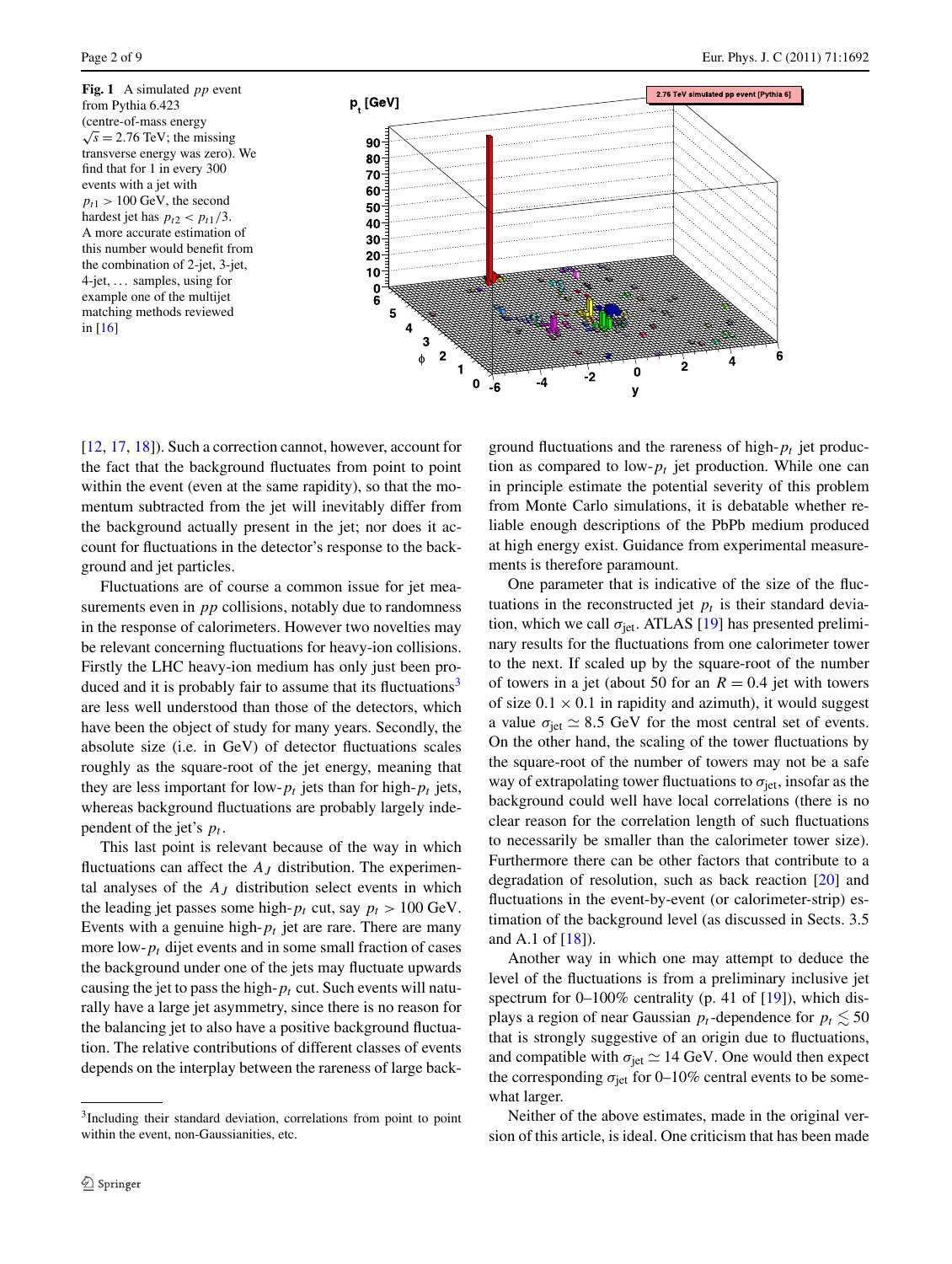p$_t$ [GeV]

2.76 TeV simulated pp event [Pythia 6]

90
80
70
60
50
40
30
20
10
0

6
5
4
3
2
1
0

$\phi$

-6
-4
-2
0
2
4
6

y

**Fig. 1** A simulated $pp$ event from Pythia 6.423 (centre-of-mass energy $\sqrt{s} = 2.76$ TeV; the missing transverse energy was zero). We find that for 1 in every 300 events with a jet with $p_{t1} > 100$ GeV, the second hardest jet has $p_{t2} < p_{t1}/3$. A more accurate estimation of this number would benefit from the combination of 2-jet, 3-jet, 4-jet, ... samples, using for example one of the multijet matching methods reviewed in [16]

[12, 17, 18]). Such a correction cannot, however, account for the fact that the background fluctuates from point to point within the event (even at the same rapidity), so that the momentum subtracted from the jet will inevitably differ from the background actually present in the jet; nor does it account for fluctuations in the detector's response to the background and jet particles.

Fluctuations are of course a common issue for jet measurements even in $pp$ collisions, notably due to randomness in the response of calorimeters. However two novelties may be relevant concerning fluctuations for heavy-ion collisions. Firstly the LHC heavy-ion medium has only just been produced and it is probably fair to assume that its fluctuations[3] are less well understood than those of the detectors, which have been the object of study for many years. Secondly, the absolute size (i.e. in GeV) of detector fluctuations scales roughly as the square-root of the jet energy, meaning that they are less important for low-$p_t$ jets than for high-$p_t$ jets, whereas background fluctuations are probably largely independent of the jet's $p_t$.

This last point is relevant because of the way in which fluctuations can affect the $A_J$ distribution. The experimental analyses of the $A_J$ distribution select events in which the leading jet passes some high-$p_t$ cut, say $p_t > 100$ GeV. Events with a genuine high-$p_t$ jet are rare. There are many more low-$p_t$ dijet events and in some small fraction of cases the background under one of the jets may fluctuate upwards causing the jet to pass the high-$p_t$ cut. Such events will naturally have a large jet asymmetry, since there is no reason for the balancing jet to also have a positive background fluctuation. The relative contributions of different classes of events depends on the interplay between the rareness of large background fluctuations and the rareness of high-$p_t$ jet production as compared to low-$p_t$ jet production. While one can in principle estimate the potential severity of this problem from Monte Carlo simulations, it is debatable whether reliable enough descriptions of the PbPb medium produced at high energy exist. Guidance from experimental measurements is therefore paramount.

One parameter that is indicative of the size of the fluctuations in the reconstructed jet $p_t$ is their standard deviation, which we call $\sigma_{\text{jet}}$. ATLAS [19] has presented preliminary results for the fluctuations from one calorimeter tower to the next. If scaled up by the square-root of the number of towers in a jet (about 50 for an $R = 0.4$ jet with towers of size $0.1 \times 0.1$ in rapidity and azimuth), it would suggest a value $\sigma_{\text{jet}} \simeq 8.5$ GeV for the most central set of events. On the other hand, the scaling of the tower fluctuations by the square-root of the number of towers may not be a safe way of extrapolating tower fluctuations to $\sigma_{\text{jet}}$, insofar as the background could well have local correlations (there is no clear reason for the correlation length of such fluctuations to necessarily be smaller than the calorimeter tower size). Furthermore there can be other factors that contribute to a degradation of resolution, such as back reaction [20] and fluctuations in the event-by-event (or calorimeter-strip) estimation of the background level (as discussed in Sects. 3.5 and A.1 of [18]).

Another way in which one may attempt to deduce the level of the fluctuations is from a preliminary inclusive jet spectrum for 0–100% centrality (p. 41 of [19]), which displays a region of near Gaussian $p_t$-dependence for $p_t \lesssim 50$ that is strongly suggestive of an origin due to fluctuations, and compatible with $\sigma_{\text{jet}} \simeq 14$ GeV. One would then expect the corresponding $\sigma_{\text{jet}}$ for 0–10% central events to be somewhat larger.

Neither of the above estimates, made in the original version of this article, is ideal. One criticism that has been made

[3] Including their standard deviation, correlations from point to point within the event, non-Gaussianities, etc.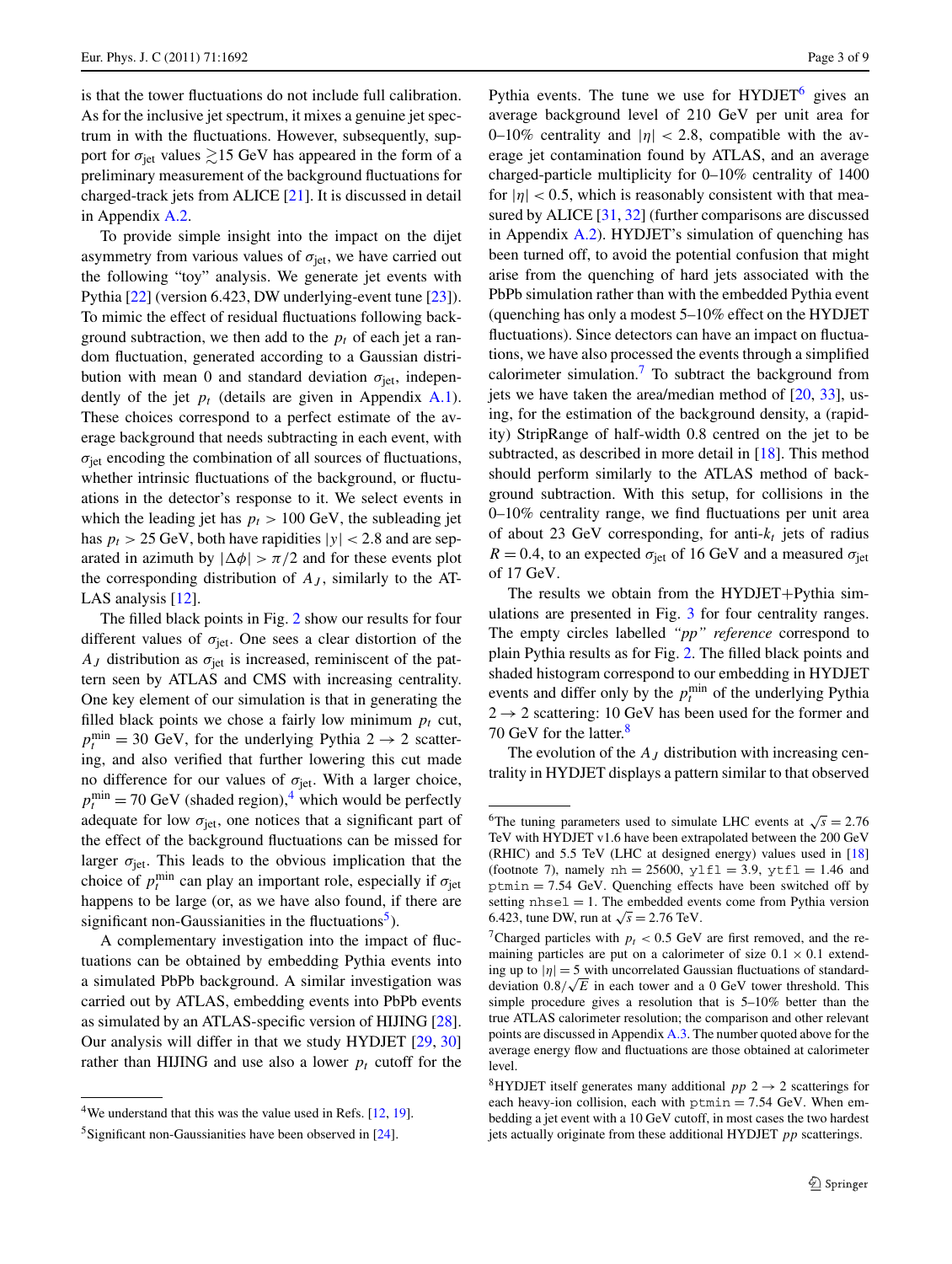is that the tower fluctuations do not include full calibration. As for the inclusive jet spectrum, it mixes a genuine jet spectrum in with the fluctuations. However, subsequently, support for $\sigma_{\text{jet}}$ values $\gtrsim$15 GeV has appeared in the form of a preliminary measurement of the background fluctuations for charged-track jets from ALICE [21]. It is discussed in detail in Appendix A.2.

To provide simple insight into the impact on the dijet asymmetry from various values of $\sigma_{\text{jet}}$, we have carried out the following "toy" analysis. We generate jet events with Pythia [22] (version 6.423, DW underlying-event tune [23]). To mimic the effect of residual fluctuations following background subtraction, we then add to the $p_t$ of each jet a random fluctuation, generated according to a Gaussian distribution with mean 0 and standard deviation $\sigma_{\text{jet}}$, independently of the jet $p_t$ (details are given in Appendix A.1). These choices correspond to a perfect estimate of the average background that needs subtracting in each event, with $\sigma_{\text{jet}}$ encoding the combination of all sources of fluctuations, whether intrinsic fluctuations of the background, or fluctuations in the detector's response to it. We select events in which the leading jet has $p_t > 100$ GeV, the subleading jet has $p_t > 25$ GeV, both have rapidities $|y| < 2.8$ and are separated in azimuth by $|\Delta\phi| > \pi/2$ and for these events plot the corresponding distribution of $A_J$, similarly to the ATLAS analysis [12].

The filled black points in Fig. 2 show our results for four different values of $\sigma_{\text{jet}}$. One sees a clear distortion of the $A_J$ distribution as $\sigma_{\text{jet}}$ is increased, reminiscent of the pattern seen by ATLAS and CMS with increasing centrality. One key element of our simulation is that in generating the filled black points we chose a fairly low minimum $p_t$ cut, $p_t^{\min} = 30$ GeV, for the underlying Pythia $2 \to 2$ scattering, and also verified that further lowering this cut made no difference for our values of $\sigma_{\text{jet}}$. With a larger choice, $p_t^{\min} = 70$ GeV (shaded region),[4] which would be perfectly adequate for low $\sigma_{\text{jet}}$, one notices that a significant part of the effect of the background fluctuations can be missed for larger $\sigma_{\text{jet}}$. This leads to the obvious implication that the choice of $p_t^{\min}$ can play an important role, especially if $\sigma_{\text{jet}}$ happens to be large (or, as we have also found, if there are significant non-Gaussianities in the fluctuations[5]).

A complementary investigation into the impact of fluctuations can be obtained by embedding Pythia events into a simulated PbPb background. A similar investigation was carried out by ATLAS, embedding events into PbPb events as simulated by an ATLAS-specific version of HIJING [28]. Our analysis will differ in that we study HYDJET [29, 30] rather than HIJING and use also a lower $p_t$ cutoff for the Pythia events. The tune we use for HYDJET[6] gives an average background level of 210 GeV per unit area for 0–10% centrality and $|\eta| < 2.8$, compatible with the average jet contamination found by ATLAS, and an average charged-particle multiplicity for 0–10% centrality of 1400 for $|\eta| < 0.5$, which is reasonably consistent with that measured by ALICE [31, 32] (further comparisons are discussed in Appendix A.2). HYDJET's simulation of quenching has been turned off, to avoid the potential confusion that might arise from the quenching of hard jets associated with the PbPb simulation rather than with the embedded Pythia event (quenching has only a modest 5–10% effect on the HYDJET fluctuations). Since detectors can have an impact on fluctuations, we have also processed the events through a simplified calorimeter simulation.[7] To subtract the background from jets we have taken the area/median method of [20, 33], using, for the estimation of the background density, a (rapidity) StripRange of half-width 0.8 centred on the jet to be subtracted, as described in more detail in [18]. This method should perform similarly to the ATLAS method of background subtraction. With this setup, for collisions in the 0–10% centrality range, we find fluctuations per unit area of about 23 GeV corresponding, for anti-$k_t$ jets of radius $R = 0.4$, to an expected $\sigma_{\text{jet}}$ of 16 GeV and a measured $\sigma_{\text{jet}}$ of 17 GeV.

The results we obtain from the HYDJET+Pythia simulations are presented in Fig. 3 for four centrality ranges. The empty circles labelled *"pp" reference* correspond to plain Pythia results as for Fig. 2. The filled black points and shaded histogram correspond to our embedding in HYDJET events and differ only by the $p_t^{\min}$ of the underlying Pythia $2 \to 2$ scattering: 10 GeV has been used for the former and 70 GeV for the latter.[8]

The evolution of the $A_J$ distribution with increasing centrality in HYDJET displays a pattern similar to that observed

---

[4] We understand that this was the value used in Refs. [12, 19].

[5] Significant non-Gaussianities have been observed in [24].

[6] The tuning parameters used to simulate LHC events at $\sqrt{s} = 2.76$ TeV with HYDJET v1.6 have been extrapolated between the 200 GeV (RHIC) and 5.5 TeV (LHC at designed energy) values used in [18] (footnote 7), namely `nh` = 25600, `ylfl` = 3.9, `ytfl` = 1.46 and `ptmin` = 7.54 GeV. Quenching effects have been switched off by setting `nhsel` = 1. The embedded events come from Pythia version 6.423, tune DW, run at $\sqrt{s} = 2.76$ TeV.

[7] Charged particles with $p_t < 0.5$ GeV are first removed, and the remaining particles are put on a calorimeter of size $0.1 \times 0.1$ extending up to $|\eta| = 5$ with uncorrelated Gaussian fluctuations of standard-deviation $0.8/\sqrt{E}$ in each tower and a 0 GeV tower threshold. This simple procedure gives a resolution that is 5–10% better than the true ATLAS calorimeter resolution; the comparison and other relevant points are discussed in Appendix A.3. The number quoted above for the average energy flow and fluctuations are those obtained at calorimeter level.

[8] HYDJET itself generates many additional $pp$ $2 \to 2$ scatterings for each heavy-ion collision, each with `ptmin` = 7.54 GeV. When embedding a jet event with a 10 GeV cutoff, in most cases the two hardest jets actually originate from these additional HYDJET $pp$ scatterings.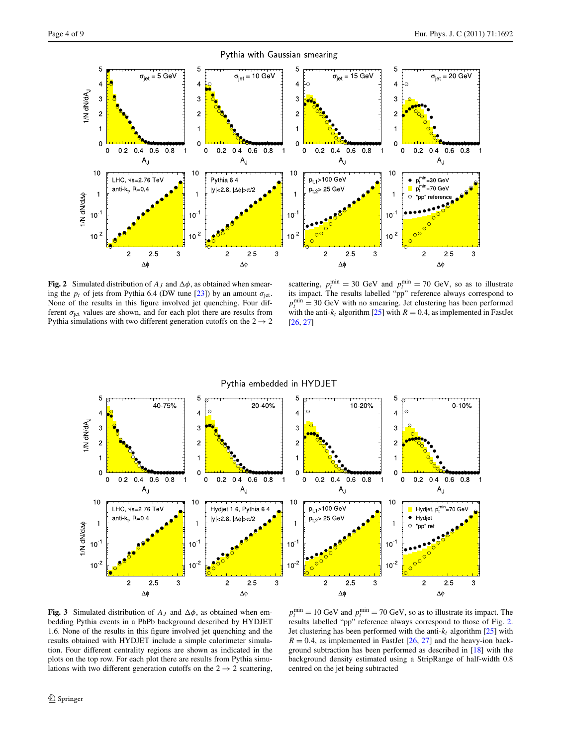Pythia with Gaussian smearing

$\sigma_{jet}$ = 5 GeV
$\sigma_{jet}$ = 10 GeV
$\sigma_{jet}$ = 15 GeV
$\sigma_{jet}$ = 20 GeV

1/N dN/dA$_J$
A$_J$

1/N dN/d$\Delta\phi$
$\Delta\phi$

LHC, $\sqrt{s}$=2.76 TeV
anti-k$_t$, R=0.4

Pythia 6.4
|y|<2.8, |$\Delta\phi$|>$\pi$/2

p$_{t,1}$>100 GeV
p$_{t,2}$> 25 GeV

$p_t^{min}$=30 GeV
$p_t^{min}$=70 GeV
"pp" reference

**Fig. 2** Simulated distribution of $A_J$ and $\Delta\phi$, as obtained when smearing the $p_t$ of jets from Pythia 6.4 (DW tune [23]) by an amount $\sigma_{\text{jet}}$. None of the results in this figure involved jet quenching. Four different $\sigma_{\text{jet}}$ values are shown, and for each plot there are results from Pythia simulations with two different generation cutoffs on the $2 \to 2$ scattering, $p_t^{\text{min}} = 30$ GeV and $p_t^{\text{min}} = 70$ GeV, so as to illustrate its impact. The results labelled "pp" reference always correspond to $p_t^{\text{min}} = 30$ GeV with no smearing. Jet clustering has been performed with the anti-$k_t$ algorithm [25] with $R = 0.4$, as implemented in FastJet [26, 27]

Pythia embedded in HYDJET

40-75%
20-40%
10-20%
0-10%

1/N dN/dA$_J$
A$_J$

1/N dN/d$\Delta\phi$
$\Delta\phi$

LHC, $\sqrt{s}$=2.76 TeV
anti-k$_t$, R=0.4

Hydjet 1.6, Pythia 6.4
|y|<2.8, |$\Delta\phi$|>$\pi$/2

p$_{t,1}$>100 GeV
p$_{t,2}$> 25 GeV

Hydjet, $p_t^{min}$=70 GeV
Hydjet
"pp" ref

**Fig. 3** Simulated distribution of $A_J$ and $\Delta\phi$, as obtained when embedding Pythia events in a PbPb background described by HYDJET 1.6. None of the results in this figure involved jet quenching and the results obtained with HYDJET include a simple calorimeter simulation. Four different centrality regions are shown as indicated in the plots on the top row. For each plot there are results from Pythia simulations with two different generation cutoffs on the $2 \to 2$ scattering, $p_t^{\text{min}} = 10$ GeV and $p_t^{\text{min}} = 70$ GeV, so as to illustrate its impact. The results labelled "pp" reference always correspond to those of Fig. 2. Jet clustering has been performed with the anti-$k_t$ algorithm [25] with $R = 0.4$, as implemented in FastJet [26, 27] and the heavy-ion background subtraction has been performed as described in [18] with the background density estimated using a StripRange of half-width 0.8 centred on the jet being subtracted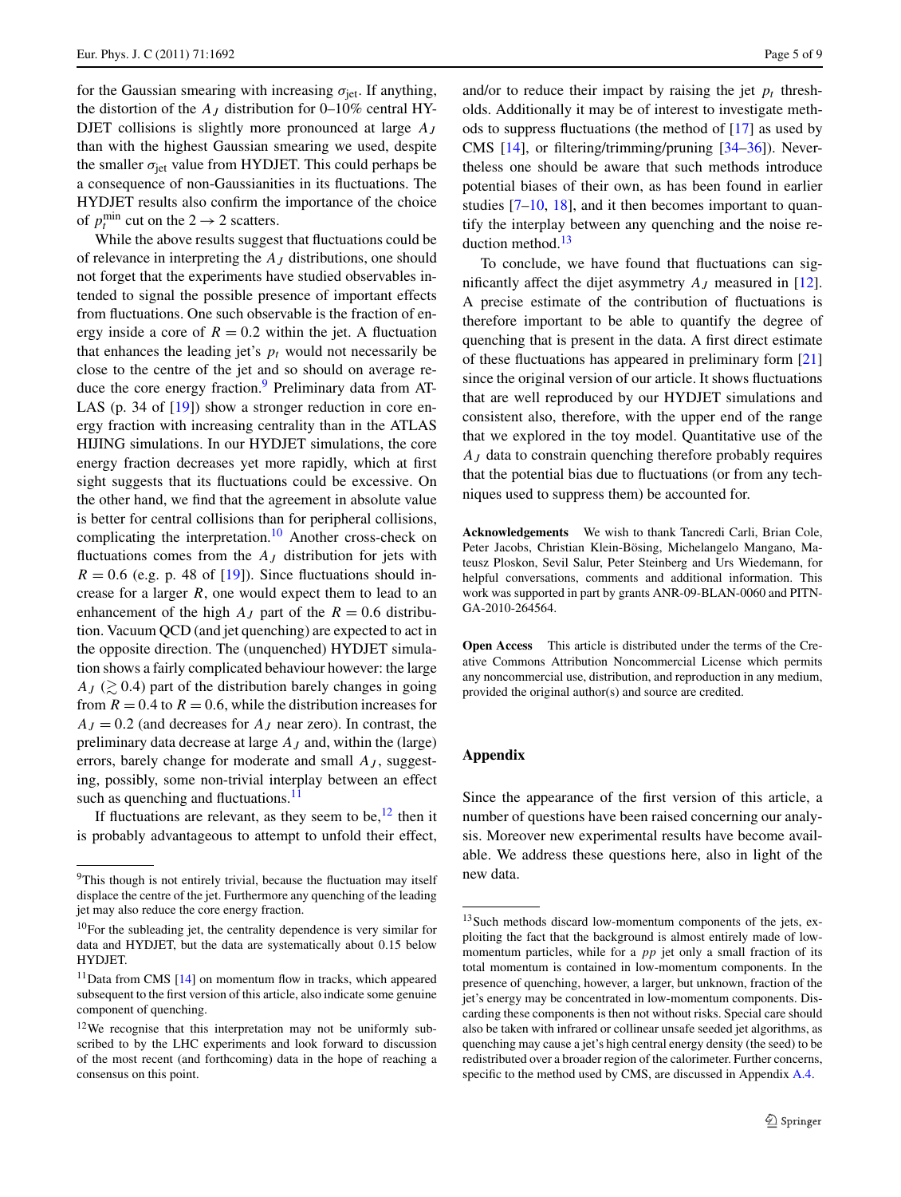for the Gaussian smearing with increasing $\sigma_{\rm jet}$. If anything, the distortion of the $A_J$ distribution for 0–10% central HYDJET collisions is slightly more pronounced at large $A_J$ than with the highest Gaussian smearing we used, despite the smaller $\sigma_{\rm jet}$ value from HYDJET. This could perhaps be a consequence of non-Gaussianities in its fluctuations. The HYDJET results also confirm the importance of the choice of $p_t^{\rm min}$ cut on the $2 \to 2$ scatters.

While the above results suggest that fluctuations could be of relevance in interpreting the $A_J$ distributions, one should not forget that the experiments have studied observables intended to signal the possible presence of important effects from fluctuations. One such observable is the fraction of energy inside a core of $R = 0.2$ within the jet. A fluctuation that enhances the leading jet's $p_t$ would not necessarily be close to the centre of the jet and so should on average reduce the core energy fraction.[9] Preliminary data from ATLAS (p. 34 of [19]) show a stronger reduction in core energy fraction with increasing centrality than in the ATLAS HIJING simulations. In our HYDJET simulations, the core energy fraction decreases yet more rapidly, which at first sight suggests that its fluctuations could be excessive. On the other hand, we find that the agreement in absolute value is better for central collisions than for peripheral collisions, complicating the interpretation.[10] Another cross-check on fluctuations comes from the $A_J$ distribution for jets with $R = 0.6$ (e.g. p. 48 of [19]). Since fluctuations should increase for a larger $R$, one would expect them to lead to an enhancement of the high $A_J$ part of the $R = 0.6$ distribution. Vacuum QCD (and jet quenching) are expected to act in the opposite direction. The (unquenched) HYDJET simulation shows a fairly complicated behaviour however: the large $A_J$ ($\gtrsim 0.4$) part of the distribution barely changes in going from $R = 0.4$ to $R = 0.6$, while the distribution increases for $A_J = 0.2$ (and decreases for $A_J$ near zero). In contrast, the preliminary data decrease at large $A_J$ and, within the (large) errors, barely change for moderate and small $A_J$, suggesting, possibly, some non-trivial interplay between an effect such as quenching and fluctuations.[11]

If fluctuations are relevant, as they seem to be,[12] then it is probably advantageous to attempt to unfold their effect, and/or to reduce their impact by raising the jet $p_t$ thresholds. Additionally it may be of interest to investigate methods to suppress fluctuations (the method of [17] as used by CMS [14], or filtering/trimming/pruning [34–36]). Nevertheless one should be aware that such methods introduce potential biases of their own, as has been found in earlier studies [7–10, 18], and it then becomes important to quantify the interplay between any quenching and the noise reduction method.[13]

To conclude, we have found that fluctuations can significantly affect the dijet asymmetry $A_J$ measured in [12]. A precise estimate of the contribution of fluctuations is therefore important to be able to quantify the degree of quenching that is present in the data. A first direct estimate of these fluctuations has appeared in preliminary form [21] since the original version of our article. It shows fluctuations that are well reproduced by our HYDJET simulations and consistent also, therefore, with the upper end of the range that we explored in the toy model. Quantitative use of the $A_J$ data to constrain quenching therefore probably requires that the potential bias due to fluctuations (or from any techniques used to suppress them) be accounted for.

**Acknowledgements** We wish to thank Tancredi Carli, Brian Cole, Peter Jacobs, Christian Klein-Bösing, Michelangelo Mangano, Mateusz Ploskon, Sevil Salur, Peter Steinberg and Urs Wiedemann, for helpful conversations, comments and additional information. This work was supported in part by grants ANR-09-BLAN-0060 and PITN-GA-2010-264564.

**Open Access** This article is distributed under the terms of the Creative Commons Attribution Noncommercial License which permits any noncommercial use, distribution, and reproduction in any medium, provided the original author(s) and source are credited.

## Appendix

Since the appearance of the first version of this article, a number of questions have been raised concerning our analysis. Moreover new experimental results have become available. We address these questions here, also in light of the new data.

---

[9] This though is not entirely trivial, because the fluctuation may itself displace the centre of the jet. Furthermore any quenching of the leading jet may also reduce the core energy fraction.

[10] For the subleading jet, the centrality dependence is very similar for data and HYDJET, but the data are systematically about 0.15 below HYDJET.

[11] Data from CMS [14] on momentum flow in tracks, which appeared subsequent to the first version of this article, also indicate some genuine component of quenching.

[12] We recognise that this interpretation may not be uniformly subscribed to by the LHC experiments and look forward to discussion of the most recent (and forthcoming) data in the hope of reaching a consensus on this point.

[13] Such methods discard low-momentum components of the jets, exploiting the fact that the background is almost entirely made of low-momentum particles, while for a *pp* jet only a small fraction of its total momentum is contained in low-momentum components. In the presence of quenching, however, a larger, but unknown, fraction of the jet's energy may be concentrated in low-momentum components. Discarding these components is then not without risks. Special care should also be taken with infrared or collinear unsafe seeded jet algorithms, as quenching may cause a jet's high central energy density (the seed) to be redistributed over a broader region of the calorimeter. Further concerns, specific to the method used by CMS, are discussed in Appendix A.4.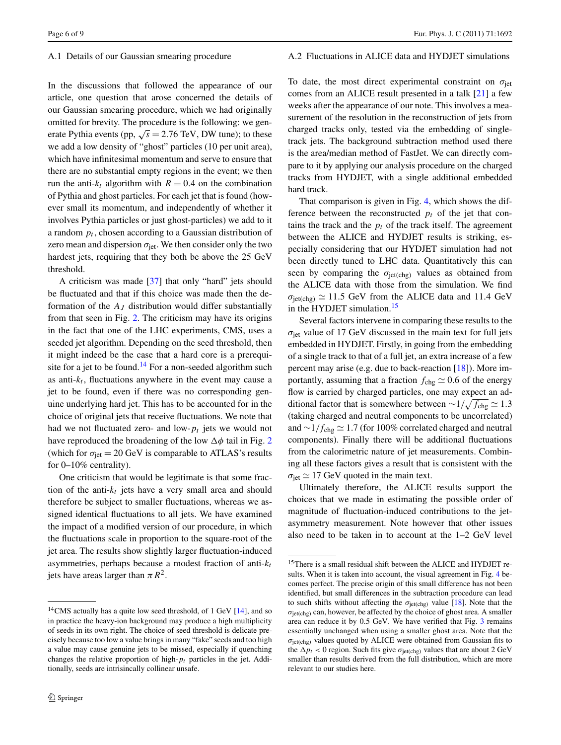### A.1 Details of our Gaussian smearing procedure

In the discussions that followed the appearance of our article, one question that arose concerned the details of our Gaussian smearing procedure, which we had originally omitted for brevity. The procedure is the following: we generate Pythia events (pp, $\sqrt{s} = 2.76$ TeV, DW tune); to these we add a low density of "ghost" particles (10 per unit area), which have infinitesimal momentum and serve to ensure that there are no substantial empty regions in the event; we then run the anti-$k_t$ algorithm with $R = 0.4$ on the combination of Pythia and ghost particles. For each jet that is found (however small its momentum, and independently of whether it involves Pythia particles or just ghost-particles) we add to it a random $p_t$, chosen according to a Gaussian distribution of zero mean and dispersion $\sigma_{\text{jet}}$. We then consider only the two hardest jets, requiring that they both be above the 25 GeV threshold.

A criticism was made [37] that only "hard" jets should be fluctuated and that if this choice was made then the deformation of the $A_J$ distribution would differ substantially from that seen in Fig. 2. The criticism may have its origins in the fact that one of the LHC experiments, CMS, uses a seeded jet algorithm. Depending on the seed threshold, then it might indeed be the case that a hard core is a prerequisite for a jet to be found.[14] For a non-seeded algorithm such as anti-$k_t$, fluctuations anywhere in the event may cause a jet to be found, even if there was no corresponding genuine underlying hard jet. This has to be accounted for in the choice of original jets that receive fluctuations. We note that had we not fluctuated zero- and low-$p_t$ jets we would not have reproduced the broadening of the low $\Delta\phi$ tail in Fig. 2 (which for $\sigma_{\text{jet}} = 20$ GeV is comparable to ATLAS's results for 0–10% centrality).

One criticism that would be legitimate is that some fraction of the anti-$k_t$ jets have a very small area and should therefore be subject to smaller fluctuations, whereas we assigned identical fluctuations to all jets. We have examined the impact of a modified version of our procedure, in which the fluctuations scale in proportion to the square-root of the jet area. The results show slightly larger fluctuation-induced asymmetries, perhaps because a modest fraction of anti-$k_t$ jets have areas larger than $\pi R^2$.

### A.2 Fluctuations in ALICE data and HYDJET simulations

To date, the most direct experimental constraint on $\sigma_{\text{jet}}$ comes from an ALICE result presented in a talk [21] a few weeks after the appearance of our note. This involves a measurement of the resolution in the reconstruction of jets from charged tracks only, tested via the embedding of single-track jets. The background subtraction method used there is the area/median method of FastJet. We can directly compare to it by applying our analysis procedure on the charged tracks from HYDJET, with a single additional embedded hard track.

That comparison is given in Fig. 4, which shows the difference between the reconstructed $p_t$ of the jet that contains the track and the $p_t$ of the track itself. The agreement between the ALICE and HYDJET results is striking, especially considering that our HYDJET simulation had not been directly tuned to LHC data. Quantitatively this can seen by comparing the $\sigma_{\text{jet(chg)}}$ values as obtained from the ALICE data with those from the simulation. We find $\sigma_{\text{jet(chg)}} \simeq 11.5$ GeV from the ALICE data and 11.4 GeV in the HYDJET simulation.[15]

Several factors intervene in comparing these results to the $\sigma_{\text{jet}}$ value of 17 GeV discussed in the main text for full jets embedded in HYDJET. Firstly, in going from the embedding of a single track to that of a full jet, an extra increase of a few percent may arise (e.g. due to back-reaction [18]). More importantly, assuming that a fraction $f_{\text{chg}} \simeq 0.6$ of the energy flow is carried by charged particles, one may expect an additional factor that is somewhere between $\sim 1/\sqrt{f_{\text{chg}}} \simeq 1.3$ (taking charged and neutral components to be uncorrelated) and $\sim 1/f_{\text{chg}} \simeq 1.7$ (for 100% correlated charged and neutral components). Finally there will be additional fluctuations from the calorimetric nature of jet measurements. Combining all these factors gives a result that is consistent with the $\sigma_{\text{jet}} \simeq 17$ GeV quoted in the main text.

Ultimately therefore, the ALICE results support the choices that we made in estimating the possible order of magnitude of fluctuation-induced contributions to the jet-asymmetry measurement. Note however that other issues also need to be taken in to account at the 1–2 GeV level

---

[14] CMS actually has a quite low seed threshold, of 1 GeV [14], and so in practice the heavy-ion background may produce a high multiplicity of seeds in its own right. The choice of seed threshold is delicate precisely because too low a value brings in many "fake" seeds and too high a value may cause genuine jets to be missed, especially if quenching changes the relative proportion of high-$p_t$ particles in the jet. Additionally, seeds are intrisincally collinear unsafe.

[15] There is a small residual shift between the ALICE and HYDJET results. When it is taken into account, the visual agreement in Fig. 4 becomes perfect. The precise origin of this small difference has not been identified, but small differences in the subtraction procedure can lead to such shifts without affecting the $\sigma_{\text{jet(chg)}}$ value [18]. Note that the $\sigma_{\text{jet(chg)}}$ can, however, be affected by the choice of ghost area. A smaller area can reduce it by 0.5 GeV. We have verified that Fig. 3 remains essentially unchanged when using a smaller ghost area. Note that the $\sigma_{\text{jet(chg)}}$ values quoted by ALICE were obtained from Gaussian fits to the $\Delta p_t < 0$ region. Such fits give $\sigma_{\text{jet(chg)}}$ values that are about 2 GeV smaller than results derived from the full distribution, which are more relevant to our studies here.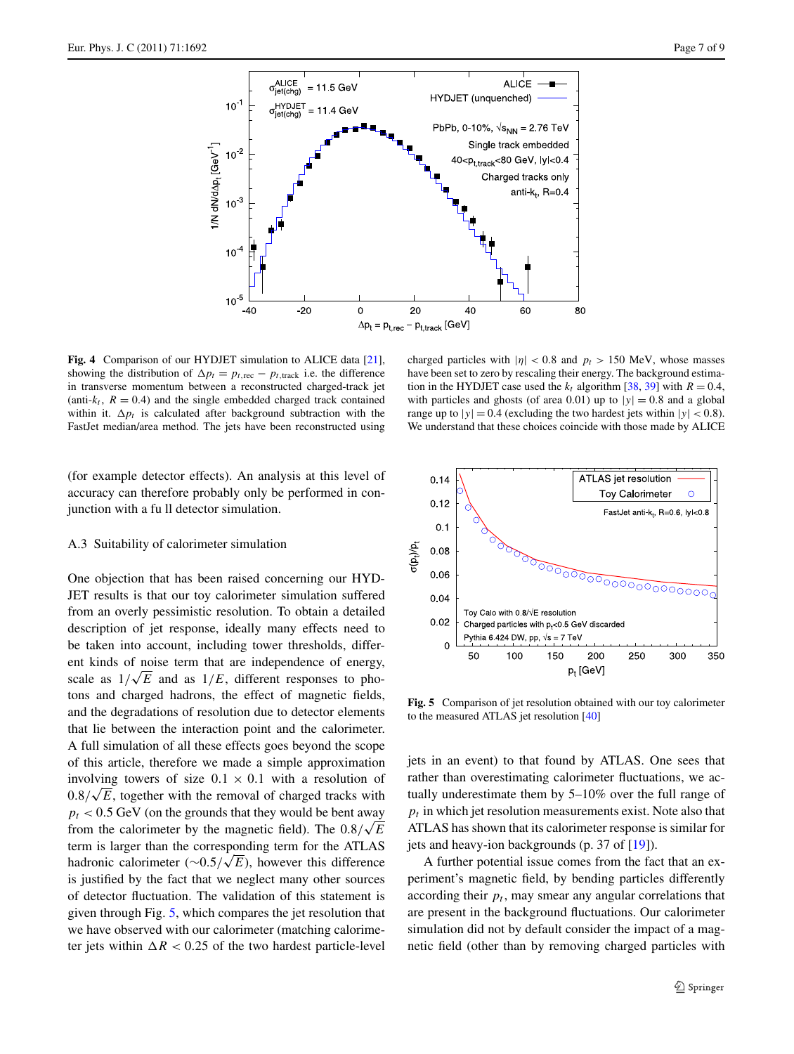$\sigma^{ALICE}_{jet(chg)}$ = 11.5 GeV

$\sigma^{HYDJET}_{jet(chg)}$ = 11.4 GeV

ALICE

HYDJET (unquenched)

PbPb, 0-10%, $\sqrt{s_{NN}}$ = 2.76 TeV

Single track embedded

$40<p_{t,track}<80$ GeV, |y|<0.4

Charged tracks only

anti-$k_t$, R=0.4

1/N dN/d$\Delta p_t$ [GeV$^{-1}$]

$\Delta p_t = p_{t,rec} - p_{t,track}$ [GeV]

**Fig. 4** Comparison of our HYDJET simulation to ALICE data [21], showing the distribution of $\Delta p_t = p_{t,\text{rec}} - p_{t,\text{track}}$ i.e. the difference in transverse momentum between a reconstructed charged-track jet (anti-$k_t$, $R = 0.4$) and the single embedded charged track contained within it. $\Delta p_t$ is calculated after background subtraction with the FastJet median/area method. The jets have been reconstructed using charged particles with $|\eta| < 0.8$ and $p_t > 150$ MeV, whose masses have been set to zero by rescaling their energy. The background estimation in the HYDJET case used the $k_t$ algorithm [38, 39] with $R = 0.4$, with particles and ghosts (of area 0.01) up to $|y| = 0.8$ and a global range up to $|y| = 0.4$ (excluding the two hardest jets within $|y| < 0.8$). We understand that these choices coincide with those made by ALICE

(for example detector effects). An analysis at this level of accuracy can therefore probably only be performed in conjunction with a fu ll detector simulation.

### A.3 Suitability of calorimeter simulation

One objection that has been raised concerning our HYDJET results is that our toy calorimeter simulation suffered from an overly pessimistic resolution. To obtain a detailed description of jet response, ideally many effects need to be taken into account, including tower thresholds, different kinds of noise term that are independence of energy, scale as $1/\sqrt{E}$ and as $1/E$, different responses to photons and charged hadrons, the effect of magnetic fields, and the degradations of resolution due to detector elements that lie between the interaction point and the calorimeter. A full simulation of all these effects goes beyond the scope of this article, therefore we made a simple approximation involving towers of size $0.1 \times 0.1$ with a resolution of $0.8/\sqrt{E}$, together with the removal of charged tracks with $p_t < 0.5$ GeV (on the grounds that they would be bent away from the calorimeter by the magnetic field). The $0.8/\sqrt{E}$ term is larger than the corresponding term for the ATLAS hadronic calorimeter ($\sim 0.5/\sqrt{E}$), however this difference is justified by the fact that we neglect many other sources of detector fluctuation. The validation of this statement is given through Fig. 5, which compares the jet resolution that we have observed with our calorimeter (matching calorimeter jets within $\Delta R < 0.25$ of the two hardest particle-level jets in an event) to that found by ATLAS. One sees that rather than overestimating calorimeter fluctuations, we actually underestimate them by 5–10% over the full range of $p_t$ in which jet resolution measurements exist. Note also that ATLAS has shown that its calorimeter response is similar for jets and heavy-ion backgrounds (p. 37 of [19]).

ATLAS jet resolution

Toy Calorimeter

FastJet anti-$k_t$, R=0.6, |y|<0.8

Toy Calo with $0.8/\sqrt{E}$ resolution

Charged particles with $p_t$<0.5 GeV discarded

Pythia 6.424 DW, pp, $\sqrt{s}$ = 7 TeV

$\sigma(p_t)/p_t$

$p_t$ [GeV]

**Fig. 5** Comparison of jet resolution obtained with our toy calorimeter to the measured ATLAS jet resolution [40]

A further potential issue comes from the fact that an experiment's magnetic field, by bending particles differently according their $p_t$, may smear any angular correlations that are present in the background fluctuations. Our calorimeter simulation did not by default consider the impact of a magnetic field (other than by removing charged particles with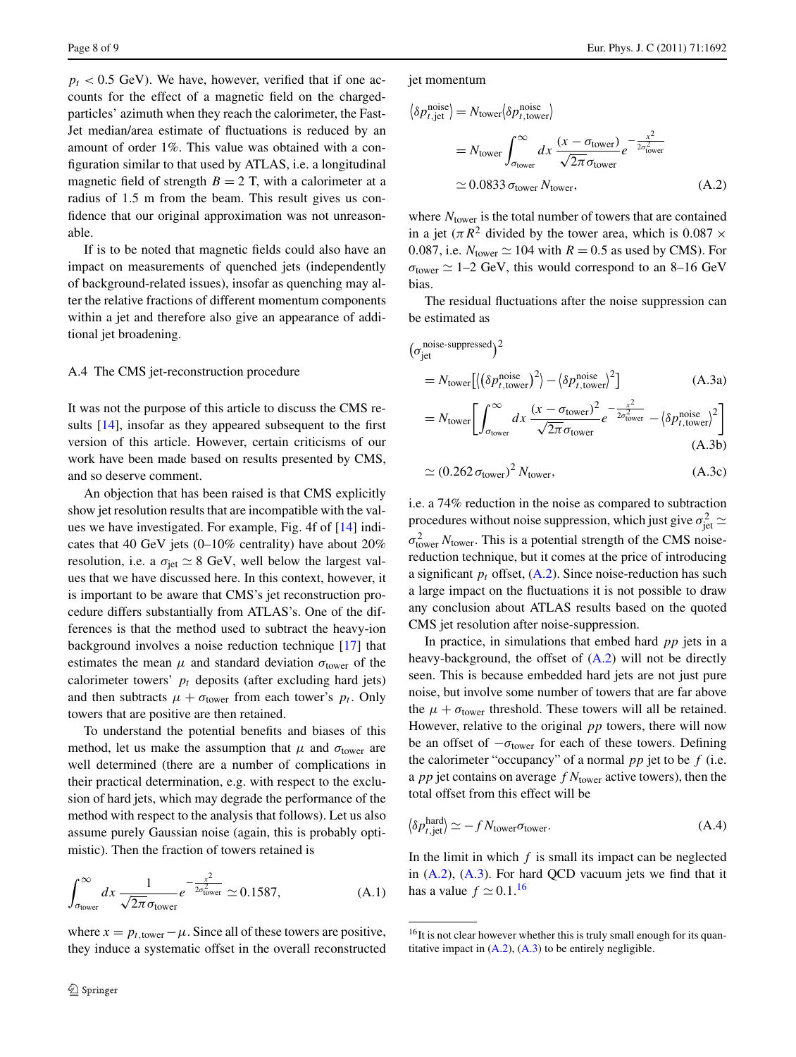$p_t < 0.5$ GeV). We have, however, verified that if one accounts for the effect of a magnetic field on the charged-particles' azimuth when they reach the calorimeter, the FastJet median/area estimate of fluctuations is reduced by an amount of order 1%. This value was obtained with a configuration similar to that used by ATLAS, i.e. a longitudinal magnetic field of strength $B = 2$ T, with a calorimeter at a radius of 1.5 m from the beam. This result gives us confidence that our original approximation was not unreasonable.

If is to be noted that magnetic fields could also have an impact on measurements of quenched jets (independently of background-related issues), insofar as quenching may alter the relative fractions of different momentum components within a jet and therefore also give an appearance of additional jet broadening.

### A.4 The CMS jet-reconstruction procedure

It was not the purpose of this article to discuss the CMS results [14], insofar as they appeared subsequent to the first version of this article. However, certain criticisms of our work have been made based on results presented by CMS, and so deserve comment.

An objection that has been raised is that CMS explicitly show jet resolution results that are incompatible with the values we have investigated. For example, Fig. 4f of [14] indicates that 40 GeV jets (0–10% centrality) have about 20% resolution, i.e. a $\sigma_{\text{jet}} \simeq 8$ GeV, well below the largest values that we have discussed here. In this context, however, it is important to be aware that CMS's jet reconstruction procedure differs substantially from ATLAS's. One of the differences is that the method used to subtract the heavy-ion background involves a noise reduction technique [17] that estimates the mean $\mu$ and standard deviation $\sigma_{\text{tower}}$ of the calorimeter towers' $p_t$ deposits (after excluding hard jets) and then subtracts $\mu + \sigma_{\text{tower}}$ from each tower's $p_t$. Only towers that are positive are then retained.

To understand the potential benefits and biases of this method, let us make the assumption that $\mu$ and $\sigma_{\text{tower}}$ are well determined (there are a number of complications in their practical determination, e.g. with respect to the exclusion of hard jets, which may degrade the performance of the method with respect to the analysis that follows). Let us also assume purely Gaussian noise (again, this is probably optimistic). Then the fraction of towers retained is

$$\int_{\sigma_{\text{tower}}}^{\infty} dx \, \frac{1}{\sqrt{2\pi}\,\sigma_{\text{tower}}} e^{-\frac{x^2}{2\sigma_{\text{tower}}^2}} \simeq 0.1587, \tag{A.1}$$

where $x = p_{t,\text{tower}} - \mu$. Since all of these towers are positive, they induce a systematic offset in the overall reconstructed jet momentum

$$\begin{aligned} \langle \delta p_{t,\text{jet}}^{\text{noise}} \rangle &= N_{\text{tower}} \langle \delta p_{t,\text{tower}}^{\text{noise}} \rangle \\ &= N_{\text{tower}} \int_{\sigma_{\text{tower}}}^{\infty} dx \, \frac{(x - \sigma_{\text{tower}})}{\sqrt{2\pi}\,\sigma_{\text{tower}}} e^{-\frac{x^2}{2\sigma_{\text{tower}}^2}} \\ &\simeq 0.0833\, \sigma_{\text{tower}} N_{\text{tower}}, \end{aligned} \tag{A.2}$$

where $N_{\text{tower}}$ is the total number of towers that are contained in a jet ($\pi R^2$ divided by the tower area, which is $0.087 \times 0.087$, i.e. $N_{\text{tower}} \simeq 104$ with $R = 0.5$ as used by CMS). For $\sigma_{\text{tower}} \simeq 1$–2 GeV, this would correspond to an 8–16 GeV bias.

The residual fluctuations after the noise suppression can be estimated as

$$\begin{aligned} &\left(\sigma_{\text{jet}}^{\text{noise-suppressed}}\right)^2 \\ &\quad = N_{\text{tower}} \left[ \left\langle \left(\delta p_{t,\text{tower}}^{\text{noise}}\right)^2 \right\rangle - \left\langle \delta p_{t,\text{tower}}^{\text{noise}} \right\rangle^2 \right] && \text{(A.3a)} \\ &\quad = N_{\text{tower}} \left[ \int_{\sigma_{\text{tower}}}^{\infty} dx \, \frac{(x - \sigma_{\text{tower}})^2}{\sqrt{2\pi}\,\sigma_{\text{tower}}} e^{-\frac{x^2}{2\sigma_{\text{tower}}^2}} - \left\langle \delta p_{t,\text{tower}}^{\text{noise}} \right\rangle^2 \right] && \text{(A.3b)} \\ &\quad \simeq (0.262\, \sigma_{\text{tower}})^2 N_{\text{tower}}, && \text{(A.3c)} \end{aligned}$$

i.e. a 74% reduction in the noise as compared to subtraction procedures without noise suppression, which just give $\sigma_{\text{jet}}^2 \simeq \sigma_{\text{tower}}^2 N_{\text{tower}}$. This is a potential strength of the CMS noise-reduction technique, but it comes at the price of introducing a significant $p_t$ offset, (A.2). Since noise-reduction has such a large impact on the fluctuations it is not possible to draw any conclusion about ATLAS results based on the quoted CMS jet resolution after noise-suppression.

In practice, in simulations that embed hard $pp$ jets in a heavy-background, the offset of (A.2) will not be directly seen. This is because embedded hard jets are not just pure noise, but involve some number of towers that are far above the $\mu + \sigma_{\text{tower}}$ threshold. These towers will all be retained. However, relative to the original $pp$ towers, there will now be an offset of $-\sigma_{\text{tower}}$ for each of these towers. Defining the calorimeter "occupancy" of a normal $pp$ jet to be $f$ (i.e. a $pp$ jet contains on average $f N_{\text{tower}}$ active towers), then the total offset from this effect will be

$$\langle \delta p_{t,\text{jet}}^{\text{hard}} \rangle \simeq -f N_{\text{tower}} \sigma_{\text{tower}}. \tag{A.4}$$

In the limit in which $f$ is small its impact can be neglected in (A.2), (A.3). For hard QCD vacuum jets we find that it has a value $f \simeq 0.1$.[16]

[16] It is not clear however whether this is truly small enough for its quantitative impact in (A.2), (A.3) to be entirely negligible.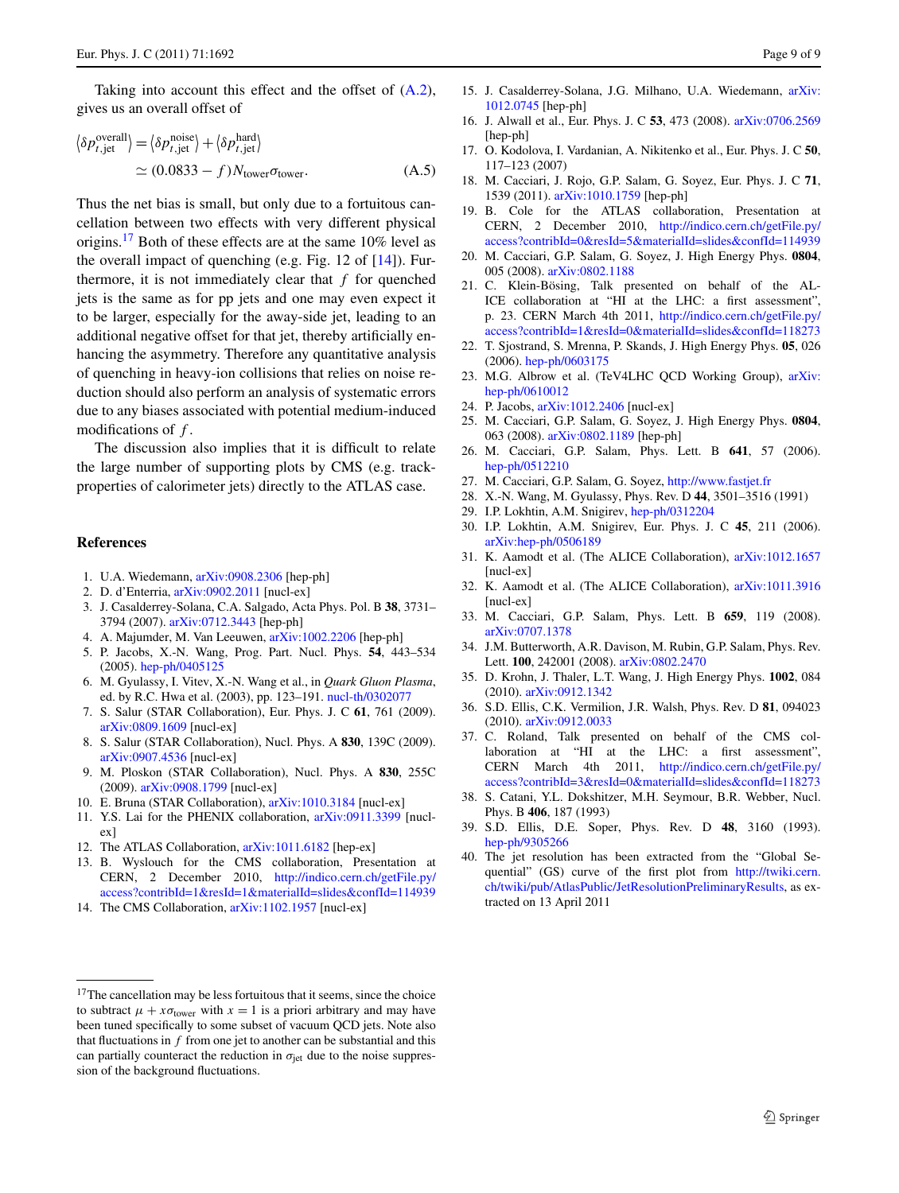Taking into account this effect and the offset of (A.2), gives us an overall offset of

$$\langle \delta p_{t,\text{jet}}^{\text{overall}} \rangle = \langle \delta p_{t,\text{jet}}^{\text{noise}} \rangle + \langle \delta p_{t,\text{jet}}^{\text{hard}} \rangle \simeq (0.0833 - f) N_{\text{tower}} \sigma_{\text{tower}}. \quad \text{(A.5)}$$

Thus the net bias is small, but only due to a fortuitous cancellation between two effects with very different physical origins.[17] Both of these effects are at the same 10% level as the overall impact of quenching (e.g. Fig. 12 of [14]). Furthermore, it is not immediately clear that $f$ for quenched jets is the same as for pp jets and one may even expect it to be larger, especially for the away-side jet, leading to an additional negative offset for that jet, thereby artificially enhancing the asymmetry. Therefore any quantitative analysis of quenching in heavy-ion collisions that relies on noise reduction should also perform an analysis of systematic errors due to any biases associated with potential medium-induced modifications of $f$.

The discussion also implies that it is difficult to relate the large number of supporting plots by CMS (e.g. track-properties of calorimeter jets) directly to the ATLAS case.

## References

1. U.A. Wiedemann, arXiv:0908.2306 [hep-ph]
2. D. d'Enterria, arXiv:0902.2011 [nucl-ex]
3. J. Casalderrey-Solana, C.A. Salgado, Acta Phys. Pol. B **38**, 3731–3794 (2007). arXiv:0712.3443 [hep-ph]
4. A. Majumder, M. Van Leeuwen, arXiv:1002.2206 [hep-ph]
5. P. Jacobs, X.-N. Wang, Prog. Part. Nucl. Phys. **54**, 443–534 (2005). hep-ph/0405125
6. M. Gyulassy, I. Vitev, X.-N. Wang et al., in *Quark Gluon Plasma*, ed. by R.C. Hwa et al. (2003), pp. 123–191. nucl-th/0302077
7. S. Salur (STAR Collaboration), Eur. Phys. J. C **61**, 761 (2009). arXiv:0809.1609 [nucl-ex]
8. S. Salur (STAR Collaboration), Nucl. Phys. A **830**, 139C (2009). arXiv:0907.4536 [nucl-ex]
9. M. Ploskon (STAR Collaboration), Nucl. Phys. A **830**, 255C (2009). arXiv:0908.1799 [nucl-ex]
10. E. Bruna (STAR Collaboration), arXiv:1010.3184 [nucl-ex]
11. Y.S. Lai for the PHENIX collaboration, arXiv:0911.3399 [nucl-ex]
12. The ATLAS Collaboration, arXiv:1011.6182 [hep-ex]
13. B. Wyslouch for the CMS collaboration, Presentation at CERN, 2 December 2010, http://indico.cern.ch/getFile.py/access?contribId=1&resId=1&materialId=slides&confId=114939
14. The CMS Collaboration, arXiv:1102.1957 [nucl-ex]
15. J. Casalderrey-Solana, J.G. Milhano, U.A. Wiedemann, arXiv:1012.0745 [hep-ph]
16. J. Alwall et al., Eur. Phys. J. C **53**, 473 (2008). arXiv:0706.2569
17. O. Kodolova, I. Vardanian, A. Nikitenko et al., Eur. Phys. J. C **50**, 117–123 (2007)
18. M. Cacciari, J. Rojo, G.P. Salam, G. Soyez, Eur. Phys. J. C **71**, 1539 (2011). arXiv:1010.1759 [hep-ph]
19. B. Cole for the ATLAS collaboration, Presentation at CERN, 2 December 2010, http://indico.cern.ch/getFile.py/access?contribId=0&resId=5&materialId=slides&confId=114939
20. M. Cacciari, G.P. Salam, G. Soyez, J. High Energy Phys. **0804**, 005 (2008). arXiv:0802.1188
21. C. Klein-Bösing, Talk presented on behalf of the ALICE collaboration at "HI at the LHC: a first assessment", p. 23. CERN March 4th 2011, http://indico.cern.ch/getFile.py/access?contribId=1&resId=0&materialId=slides&confId=118273
22. T. Sjostrand, S. Mrenna, P. Skands, J. High Energy Phys. **05**, 026 (2006). hep-ph/0603175
23. M.G. Albrow et al. (TeV4LHC QCD Working Group), arXiv:hep-ph/0610012
24. P. Jacobs, arXiv:1012.2406 [nucl-ex]
25. M. Cacciari, G.P. Salam, G. Soyez, J. High Energy Phys. **0804**, 063 (2008). arXiv:0802.1189 [hep-ph]
26. M. Cacciari, G.P. Salam, Phys. Lett. B **641**, 57 (2006). hep-ph/0512210
27. M. Cacciari, G.P. Salam, G. Soyez, http://www.fastjet.fr
28. X.-N. Wang, M. Gyulassy, Phys. Rev. D **44**, 3501–3516 (1991)
29. I.P. Lokhtin, A.M. Snigirev, hep-ph/0312204
30. I.P. Lokhtin, A.M. Snigirev, Eur. Phys. J. C **45**, 211 (2006). arXiv:hep-ph/0506189
31. K. Aamodt et al. (The ALICE Collaboration), arXiv:1012.1657 [nucl-ex]
32. K. Aamodt et al. (The ALICE Collaboration), arXiv:1011.3916 [nucl-ex]
33. M. Cacciari, G.P. Salam, Phys. Lett. B **659**, 119 (2008). arXiv:0707.1378
34. J.M. Butterworth, A.R. Davison, M. Rubin, G.P. Salam, Phys. Rev. Lett. **100**, 242001 (2008). arXiv:0802.2470
35. D. Krohn, J. Thaler, L.T. Wang, J. High Energy Phys. **1002**, 084 (2010). arXiv:0912.1342
36. S.D. Ellis, C.K. Vermilion, J.R. Walsh, Phys. Rev. D **81**, 094023 (2010). arXiv:0912.0033
37. C. Roland, Talk presented on behalf of the CMS collaboration at "HI at the LHC: a first assessment", CERN March 4th 2011, http://indico.cern.ch/getFile.py/access?contribId=3&resId=0&materialId=slides&confId=118273
38. S. Catani, Y.L. Dokshitzer, M.H. Seymour, B.R. Webber, Nucl. Phys. B **406**, 187 (1993)
39. S.D. Ellis, D.E. Soper, Phys. Rev. D **48**, 3160 (1993). hep-ph/9305266
40. The jet resolution has been extracted from the "Global Sequential" (GS) curve of the first plot from http://twiki.cern.ch/twiki/pub/AtlasPublic/JetResolutionPreliminaryResults, as extracted on 13 April 2011

[17] The cancellation may be less fortuitous that it seems, since the choice to subtract $\mu + x\sigma_{\text{tower}}$ with $x = 1$ is a priori arbitrary and may have been tuned specifically to some subset of vacuum QCD jets. Note also that fluctuations in $f$ from one jet to another can be substantial and this can partially counteract the reduction in $\sigma_{\text{jet}}$ due to the noise suppression of the background fluctuations.